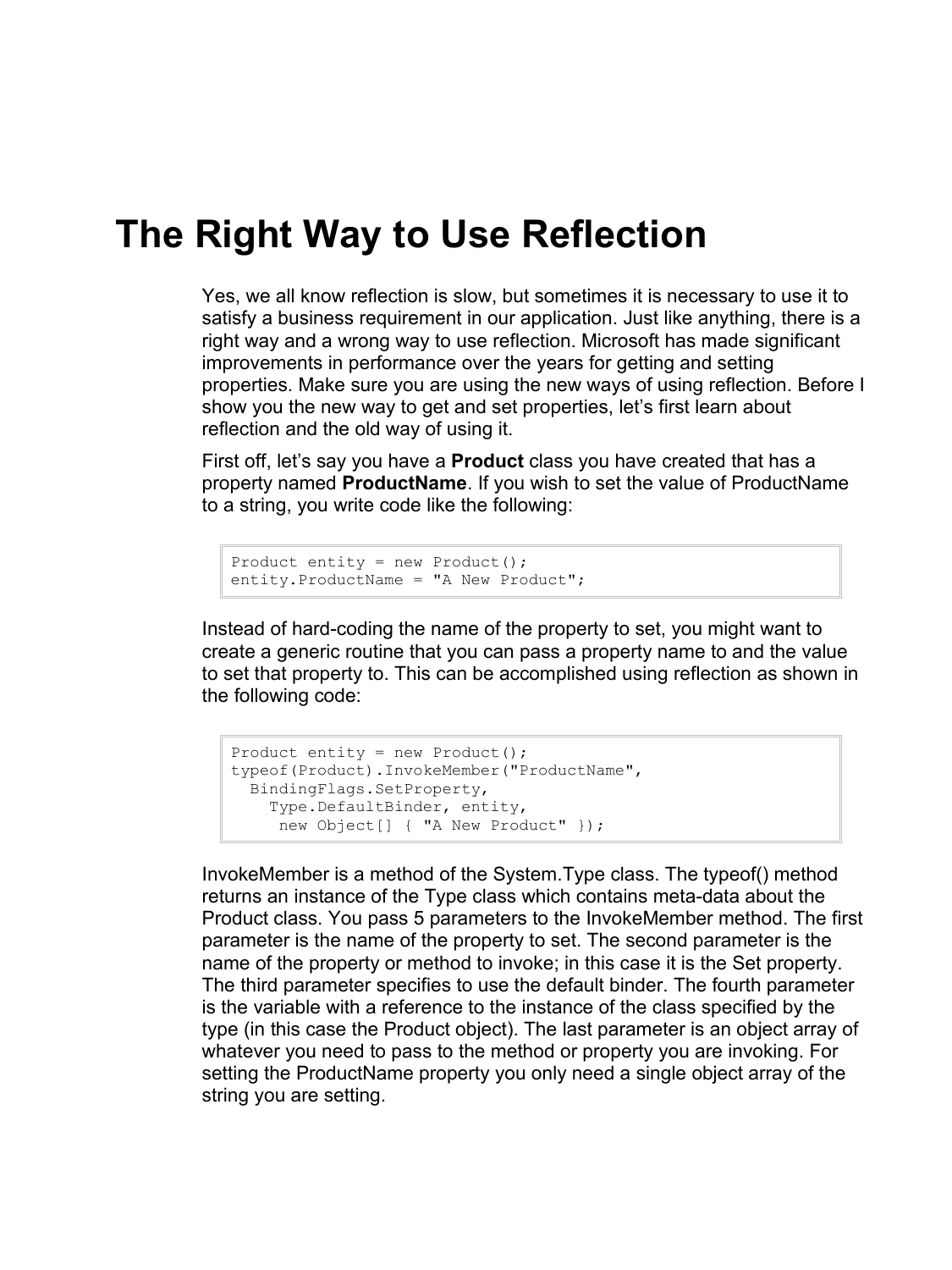# The Right Way to Use Reflection

Yes, we all know reflection is slow, but sometimes it is necessary to use it to satisfy a business requirement in our application. Just like anything, there is a right way and a wrong way to use reflection. Microsoft has made significant improvements in performance over the years for getting and setting properties. Make sure you are using the new ways of using reflection. Before I show you the new way to get and set properties, let's first learn about reflection and the old way of using it.

First off, let's say you have a **Product** class you have created that has a property named **ProductName**. If you wish to set the value of ProductName to a string, you write code like the following:

```
Product entity = new Product();
entity.ProductName = "A New Product";
```

Instead of hard-coding the name of the property to set, you might want to create a generic routine that you can pass a property name to and the value to set that property to. This can be accomplished using reflection as shown in the following code:

```
Product entity = new Product();
typeof(Product).InvokeMember("ProductName",
  BindingFlags.SetProperty,
    Type.DefaultBinder, entity,
     new Object[] { "A New Product" });
```

InvokeMember is a method of the System.Type class. The typeof() method returns an instance of the Type class which contains meta-data about the Product class. You pass 5 parameters to the InvokeMember method. The first parameter is the name of the property to set. The second parameter is the name of the property or method to invoke; in this case it is the Set property. The third parameter specifies to use the default binder. The fourth parameter is the variable with a reference to the instance of the class specified by the type (in this case the Product object). The last parameter is an object array of whatever you need to pass to the method or property you are invoking. For setting the ProductName property you only need a single object array of the string you are setting.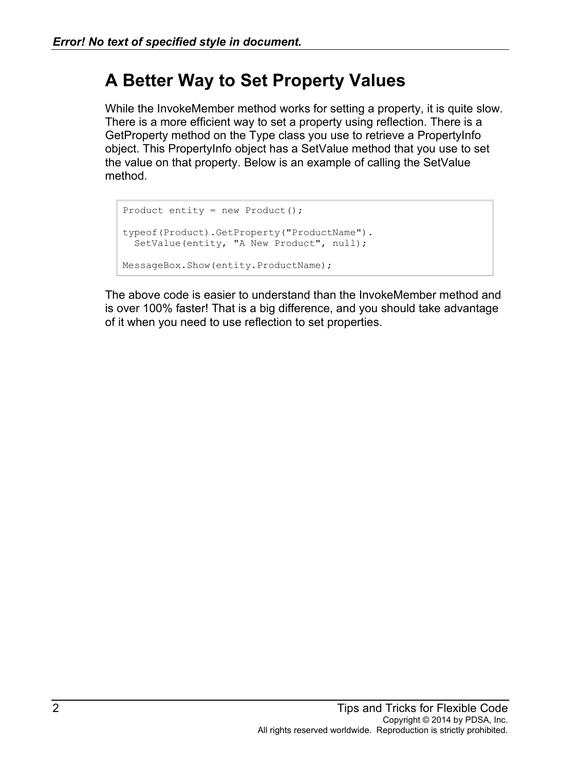# A Better Way to Set Property Values

While the InvokeMember method works for setting a property, it is quite slow. There is a more efficient way to set a property using reflection. There is a GetProperty method on the Type class you use to retrieve a PropertyInfo object. This PropertyInfo object has a SetValue method that you use to set the value on that property. Below is an example of calling the SetValue method.

```
Product entity = new Product();

typeof(Product).GetProperty("ProductName").
  SetValue(entity, "A New Product", null);

MessageBox.Show(entity.ProductName);
```

The above code is easier to understand than the InvokeMember method and is over 100% faster! That is a big difference, and you should take advantage of it when you need to use reflection to set properties.